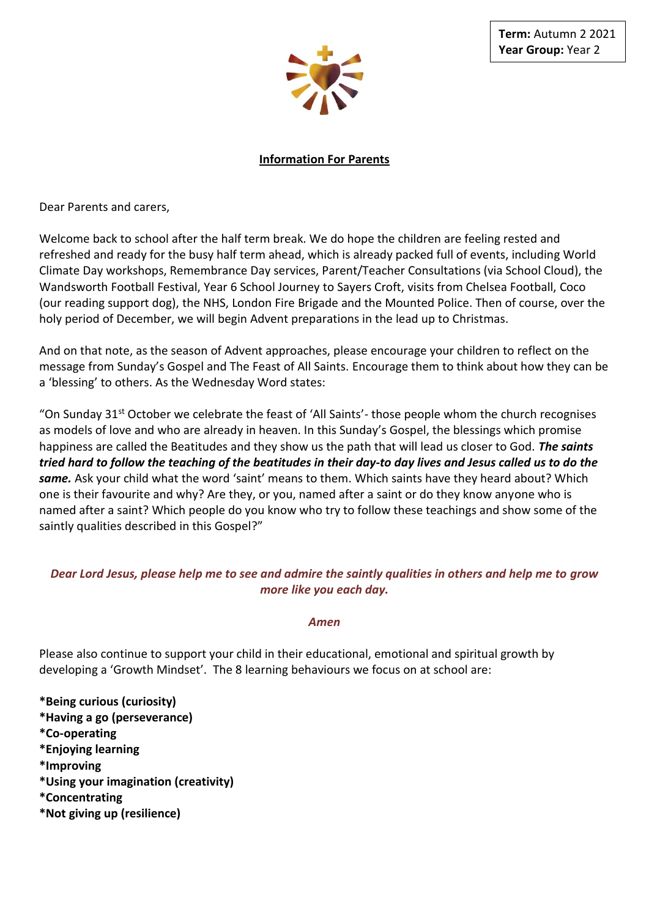**Term:** Autumn 2 2021
**Year Group:** Year 2

## Information For Parents

Dear Parents and carers,

Welcome back to school after the half term break. We do hope the children are feeling rested and refreshed and ready for the busy half term ahead, which is already packed full of events, including World Climate Day workshops, Remembrance Day services, Parent/Teacher Consultations (via School Cloud), the Wandsworth Football Festival, Year 6 School Journey to Sayers Croft, visits from Chelsea Football, Coco (our reading support dog), the NHS, London Fire Brigade and the Mounted Police. Then of course, over the holy period of December, we will begin Advent preparations in the lead up to Christmas.

And on that note, as the season of Advent approaches, please encourage your children to reflect on the message from Sunday's Gospel and The Feast of All Saints. Encourage them to think about how they can be a 'blessing' to others. As the Wednesday Word states:

"On Sunday 31st October we celebrate the feast of 'All Saints'- those people whom the church recognises as models of love and who are already in heaven. In this Sunday's Gospel, the blessings which promise happiness are called the Beatitudes and they show us the path that will lead us closer to God. ***The saints tried hard to follow the teaching of the beatitudes in their day-to day lives and Jesus called us to do the same.*** Ask your child what the word 'saint' means to them. Which saints have they heard about? Which one is their favourite and why? Are they, or you, named after a saint or do they know anyone who is named after a saint? Which people do you know who try to follow these teachings and show some of the saintly qualities described in this Gospel?"

***Dear Lord Jesus, please help me to see and admire the saintly qualities in others and help me to grow more like you each day.***

***Amen***

Please also continue to support your child in their educational, emotional and spiritual growth by developing a 'Growth Mindset'. The 8 learning behaviours we focus on at school are:

**\*Being curious (curiosity)**
**\*Having a go (perseverance)**
**\*Co-operating**
**\*Enjoying learning**
**\*Improving**
**\*Using your imagination (creativity)**
**\*Concentrating**
**\*Not giving up (resilience)**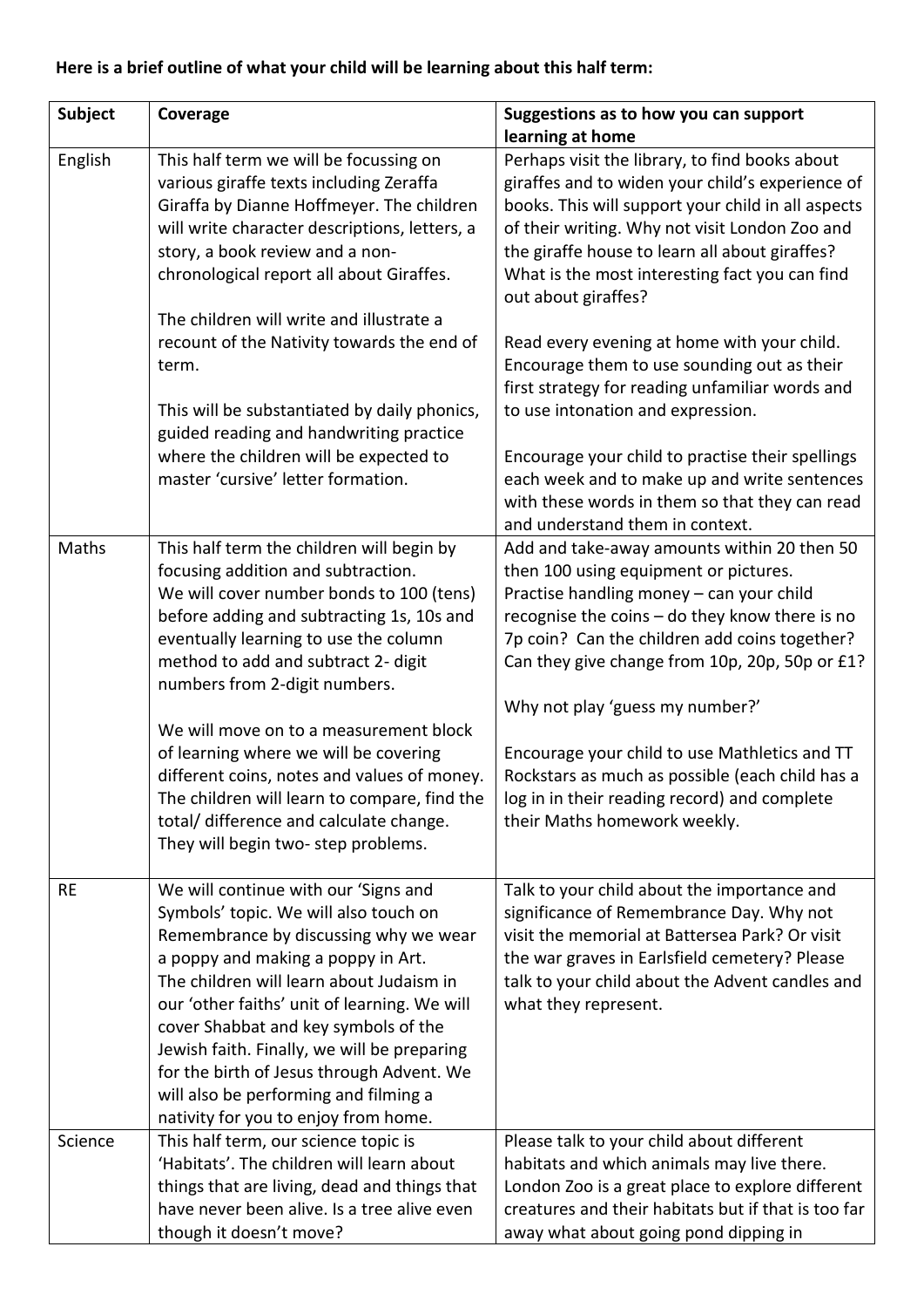**Here is a brief outline of what your child will be learning about this half term:**

| Subject | Coverage | Suggestions as to how you can support learning at home |
|---|---|---|
| English | This half term we will be focussing on various giraffe texts including Zeraffa Giraffa by Dianne Hoffmeyer. The children will write character descriptions, letters, a story, a book review and a non-chronological report all about Giraffes.<br><br>The children will write and illustrate a recount of the Nativity towards the end of term.<br><br>This will be substantiated by daily phonics, guided reading and handwriting practice where the children will be expected to master 'cursive' letter formation. | Perhaps visit the library, to find books about giraffes and to widen your child's experience of books. This will support your child in all aspects of their writing. Why not visit London Zoo and the giraffe house to learn all about giraffes? What is the most interesting fact you can find out about giraffes?<br><br>Read every evening at home with your child. Encourage them to use sounding out as their first strategy for reading unfamiliar words and to use intonation and expression.<br><br>Encourage your child to practise their spellings each week and to make up and write sentences with these words in them so that they can read and understand them in context. |
| Maths | This half term the children will begin by focusing addition and subtraction.<br>We will cover number bonds to 100 (tens) before adding and subtracting 1s, 10s and eventually learning to use the column method to add and subtract 2- digit numbers from 2-digit numbers.<br><br>We will move on to a measurement block of learning where we will be covering different coins, notes and values of money. The children will learn to compare, find the total/ difference and calculate change. They will begin two- step problems. | Add and take-away amounts within 20 then 50 then 100 using equipment or pictures.<br>Practise handling money – can your child recognise the coins – do they know there is no 7p coin? Can the children add coins together? Can they give change from 10p, 20p, 50p or £1?<br><br>Why not play 'guess my number?'<br><br>Encourage your child to use Mathletics and TT Rockstars as much as possible (each child has a log in in their reading record) and complete their Maths homework weekly. |
| RE | We will continue with our 'Signs and Symbols' topic. We will also touch on Remembrance by discussing why we wear a poppy and making a poppy in Art.<br>The children will learn about Judaism in our 'other faiths' unit of learning. We will cover Shabbat and key symbols of the Jewish faith. Finally, we will be preparing for the birth of Jesus through Advent. We will also be performing and filming a nativity for you to enjoy from home. | Talk to your child about the importance and significance of Remembrance Day. Why not visit the memorial at Battersea Park? Or visit the war graves in Earlsfield cemetery? Please talk to your child about the Advent candles and what they represent. |
| Science | This half term, our science topic is 'Habitats'. The children will learn about things that are living, dead and things that have never been alive. Is a tree alive even though it doesn't move? | Please talk to your child about different habitats and which animals may live there. London Zoo is a great place to explore different creatures and their habitats but if that is too far away what about going pond dipping in |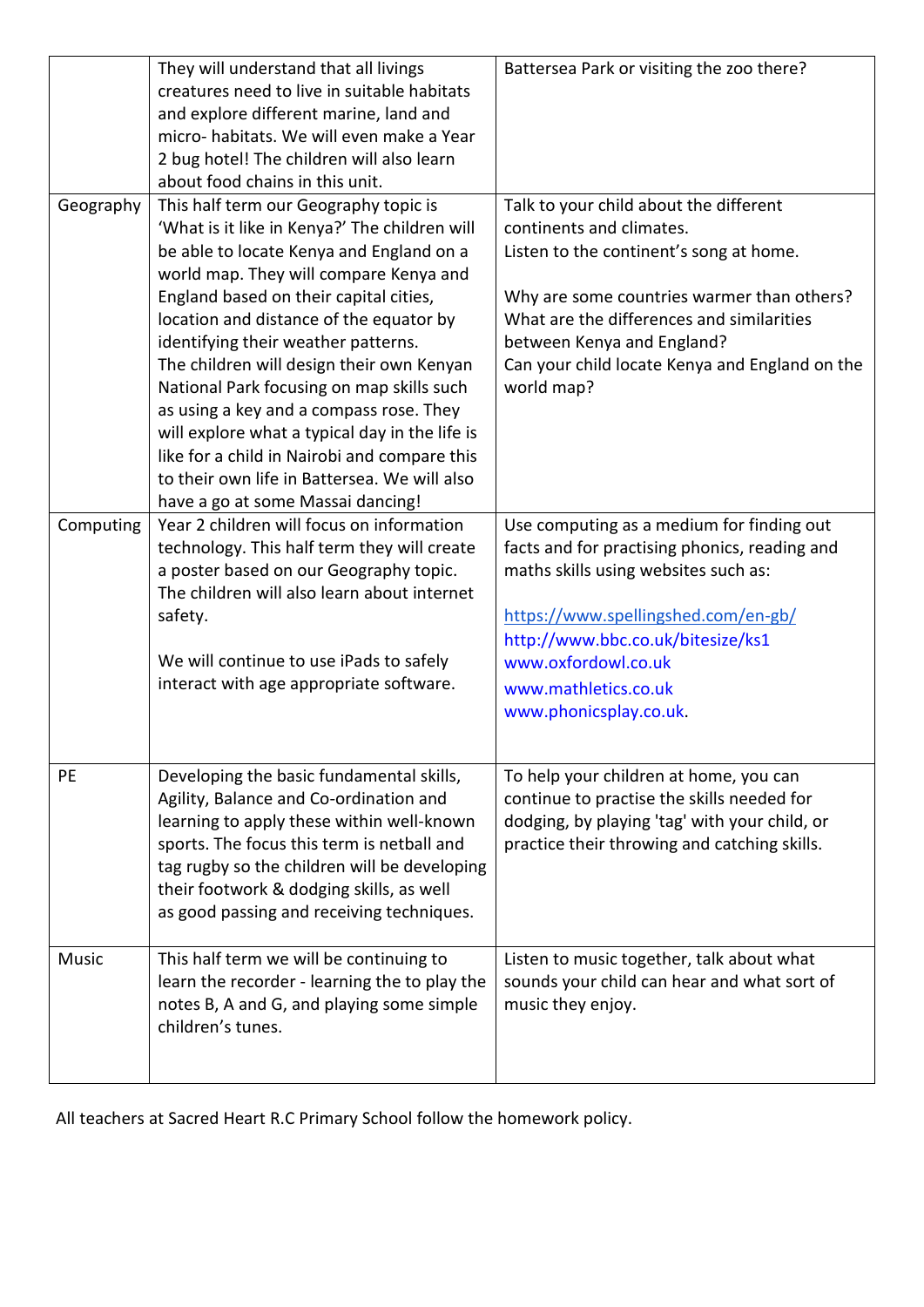| | | |
|---|---|---|
| | They will understand that all livings creatures need to live in suitable habitats and explore different marine, land and micro- habitats. We will even make a Year 2 bug hotel! The children will also learn about food chains in this unit. | Battersea Park or visiting the zoo there? |
| Geography | This half term our Geography topic is 'What is it like in Kenya?' The children will be able to locate Kenya and England on a world map. They will compare Kenya and England based on their capital cities, location and distance of the equator by identifying their weather patterns.<br>The children will design their own Kenyan National Park focusing on map skills such as using a key and a compass rose. They will explore what a typical day in the life is like for a child in Nairobi and compare this to their own life in Battersea. We will also have a go at some Massai dancing! | Talk to your child about the different continents and climates.<br>Listen to the continent's song at home.<br><br>Why are some countries warmer than others?<br>What are the differences and similarities between Kenya and England?<br>Can your child locate Kenya and England on the world map? |
| Computing | Year 2 children will focus on information technology. This half term they will create a poster based on our Geography topic. The children will also learn about internet safety.<br><br>We will continue to use iPads to safely interact with age appropriate software. | Use computing as a medium for finding out facts and for practising phonics, reading and maths skills using websites such as:<br><br>https://www.spellingshed.com/en-gb/<br>http://www.bbc.co.uk/bitesize/ks1<br>www.oxfordowl.co.uk<br>www.mathletics.co.uk<br>www.phonicsplay.co.uk. |
| PE | Developing the basic fundamental skills, Agility, Balance and Co-ordination and learning to apply these within well-known sports. The focus this term is netball and tag rugby so the children will be developing their footwork & dodging skills, as well as good passing and receiving techniques. | To help your children at home, you can continue to practise the skills needed for dodging, by playing 'tag' with your child, or practice their throwing and catching skills. |
| Music | This half term we will be continuing to learn the recorder - learning the to play the notes B, A and G, and playing some simple children's tunes. | Listen to music together, talk about what sounds your child can hear and what sort of music they enjoy. |

All teachers at Sacred Heart R.C Primary School follow the homework policy.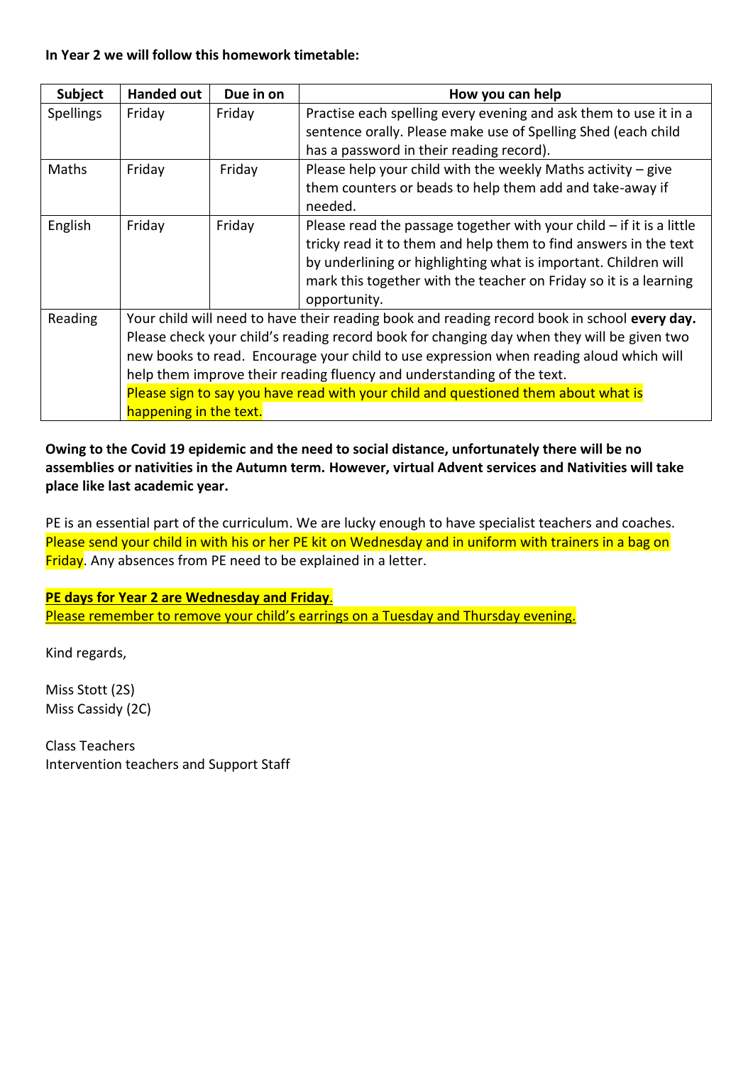**In Year 2 we will follow this homework timetable:**

| Subject | Handed out | Due in on | How you can help |
|---|---|---|---|
| Spellings | Friday | Friday | Practise each spelling every evening and ask them to use it in a sentence orally. Please make use of Spelling Shed (each child has a password in their reading record). |
| Maths | Friday | Friday | Please help your child with the weekly Maths activity – give them counters or beads to help them add and take-away if needed. |
| English | Friday | Friday | Please read the passage together with your child – if it is a little tricky read it to them and help them to find answers in the text by underlining or highlighting what is important. Children will mark this together with the teacher on Friday so it is a learning opportunity. |
| Reading | Your child will need to have their reading book and reading record book in school **every day.** Please check your child's reading record book for changing day when they will be given two new books to read. Encourage your child to use expression when reading aloud which will help them improve their reading fluency and understanding of the text. Please sign to say you have read with your child and questioned them about what is happening in the text. | | |

**Owing to the Covid 19 epidemic and the need to social distance, unfortunately there will be no assemblies or nativities in the Autumn term. However, virtual Advent services and Nativities will take place like last academic year.**

PE is an essential part of the curriculum. We are lucky enough to have specialist teachers and coaches. Please send your child in with his or her PE kit on Wednesday and in uniform with trainers in a bag on Friday. Any absences from PE need to be explained in a letter.

**PE days for Year 2 are Wednesday and Friday**.
Please remember to remove your child's earrings on a Tuesday and Thursday evening.

Kind regards,

Miss Stott (2S)
Miss Cassidy (2C)

Class Teachers
Intervention teachers and Support Staff